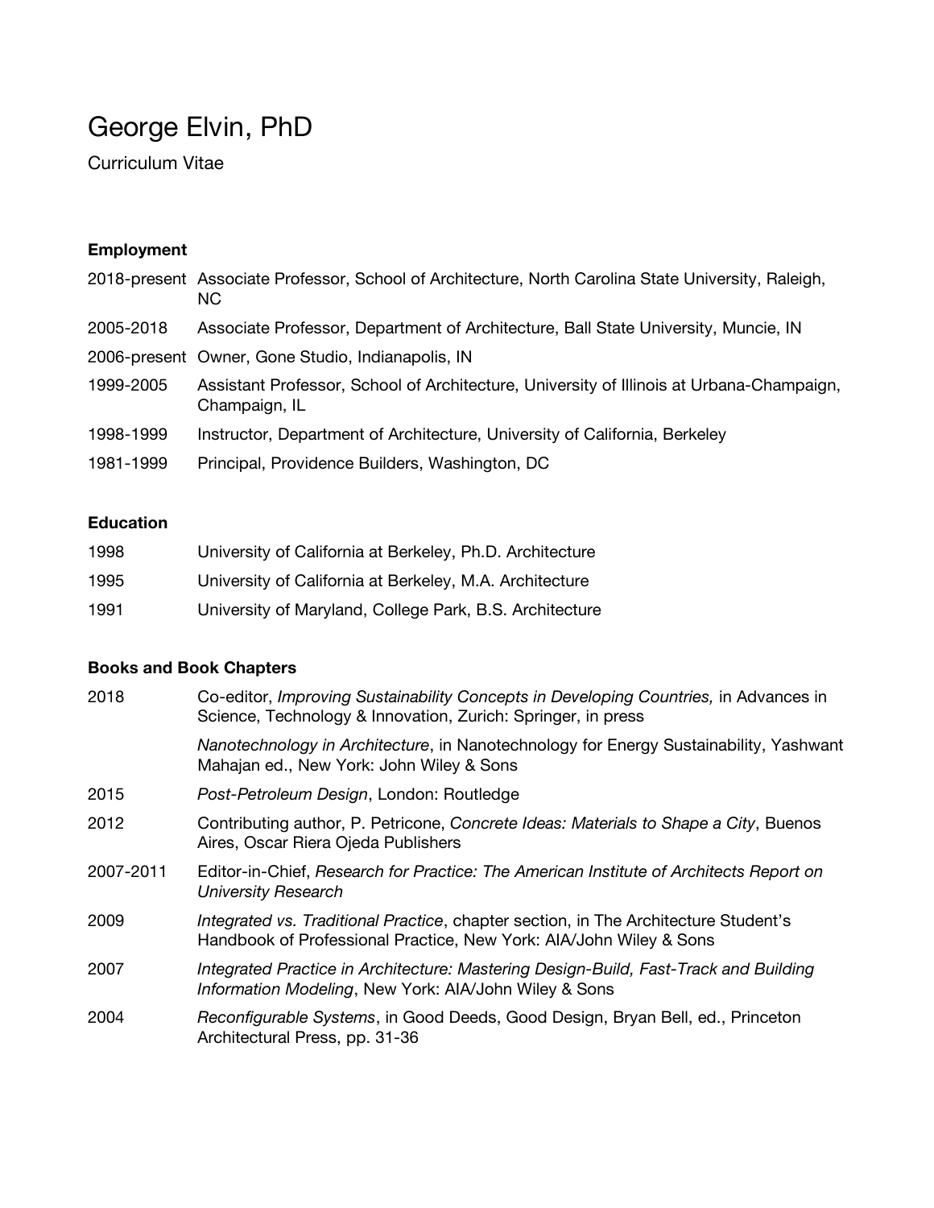# George Elvin, PhD

Curriculum Vitae

### Employment

| | |
|---|---|
| 2018-present | Associate Professor, School of Architecture, North Carolina State University, Raleigh, NC |
| 2005-2018 | Associate Professor, Department of Architecture, Ball State University, Muncie, IN |
| 2006-present | Owner, Gone Studio, Indianapolis, IN |
| 1999-2005 | Assistant Professor, School of Architecture, University of Illinois at Urbana-Champaign, Champaign, IL |
| 1998-1999 | Instructor, Department of Architecture, University of California, Berkeley |
| 1981-1999 | Principal, Providence Builders, Washington, DC |

### Education

| | |
|---|---|
| 1998 | University of California at Berkeley, Ph.D. Architecture |
| 1995 | University of California at Berkeley, M.A. Architecture |
| 1991 | University of Maryland, College Park, B.S. Architecture |

### Books and Book Chapters

| | |
|---|---|
| 2018 | Co-editor, *Improving Sustainability Concepts in Developing Countries,* in Advances in Science, Technology & Innovation, Zurich: Springer, in press |
| | *Nanotechnology in Architecture*, in Nanotechnology for Energy Sustainability, Yashwant Mahajan ed., New York: John Wiley & Sons |
| 2015 | *Post-Petroleum Design*, London: Routledge |
| 2012 | Contributing author, P. Petricone, *Concrete Ideas: Materials to Shape a City*, Buenos Aires, Oscar Riera Ojeda Publishers |
| 2007-2011 | Editor-in-Chief, *Research for Practice: The American Institute of Architects Report on University Research* |
| 2009 | *Integrated vs. Traditional Practice*, chapter section, in The Architecture Student's Handbook of Professional Practice, New York: AIA/John Wiley & Sons |
| 2007 | *Integrated Practice in Architecture: Mastering Design-Build, Fast-Track and Building Information Modeling*, New York: AIA/John Wiley & Sons |
| 2004 | *Reconfigurable Systems*, in Good Deeds, Good Design, Bryan Bell, ed., Princeton Architectural Press, pp. 31-36 |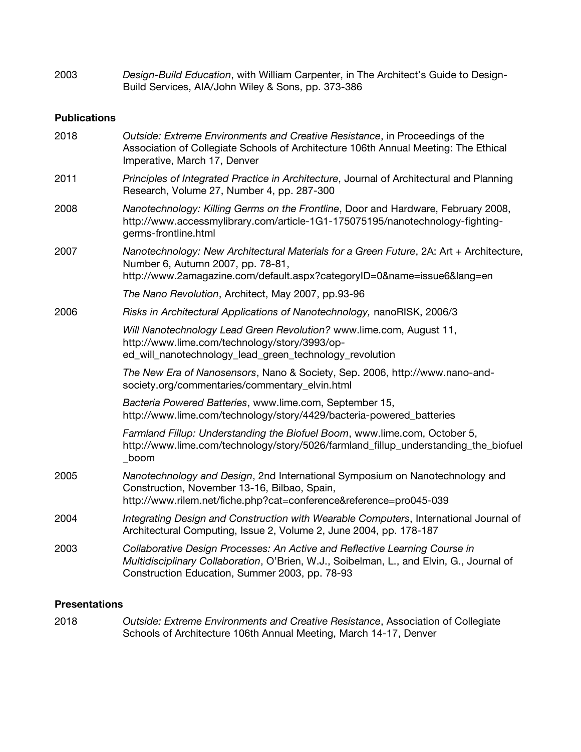2003 *Design-Build Education*, with William Carpenter, in The Architect's Guide to Design-Build Services, AIA/John Wiley & Sons, pp. 373-386

**Publications**

2018 *Outside: Extreme Environments and Creative Resistance*, in Proceedings of the Association of Collegiate Schools of Architecture 106th Annual Meeting: The Ethical Imperative, March 17, Denver

2011 *Principles of Integrated Practice in Architecture*, Journal of Architectural and Planning Research, Volume 27, Number 4, pp. 287-300

2008 *Nanotechnology: Killing Germs on the Frontline*, Door and Hardware, February 2008, http://www.accessmylibrary.com/article-1G1-175075195/nanotechnology-fighting-germs-frontline.html

2007 *Nanotechnology: New Architectural Materials for a Green Future*, 2A: Art + Architecture, Number 6, Autumn 2007, pp. 78-81, http://www.2amagazine.com/default.aspx?categoryID=0&name=issue6&lang=en

*The Nano Revolution*, Architect, May 2007, pp.93-96

2006 *Risks in Architectural Applications of Nanotechnology,* nanoRISK, 2006/3

*Will Nanotechnology Lead Green Revolution?* www.lime.com, August 11, http://www.lime.com/technology/story/3993/op-ed_will_nanotechnology_lead_green_technology_revolution

*The New Era of Nanosensors*, Nano & Society, Sep. 2006, http://www.nano-and-society.org/commentaries/commentary_elvin.html

*Bacteria Powered Batteries*, www.lime.com, September 15, http://www.lime.com/technology/story/4429/bacteria-powered_batteries

*Farmland Fillup: Understanding the Biofuel Boom*, www.lime.com, October 5, http://www.lime.com/technology/story/5026/farmland_fillup_understanding_the_biofuel_boom

2005 *Nanotechnology and Design*, 2nd International Symposium on Nanotechnology and Construction, November 13-16, Bilbao, Spain, http://www.rilem.net/fiche.php?cat=conference&reference=pro045-039

2004 *Integrating Design and Construction with Wearable Computers*, International Journal of Architectural Computing, Issue 2, Volume 2, June 2004, pp. 178-187

2003 *Collaborative Design Processes: An Active and Reflective Learning Course in Multidisciplinary Collaboration*, O'Brien, W.J., Soibelman, L., and Elvin, G., Journal of Construction Education, Summer 2003, pp. 78-93

**Presentations**

2018 *Outside: Extreme Environments and Creative Resistance*, Association of Collegiate Schools of Architecture 106th Annual Meeting, March 14-17, Denver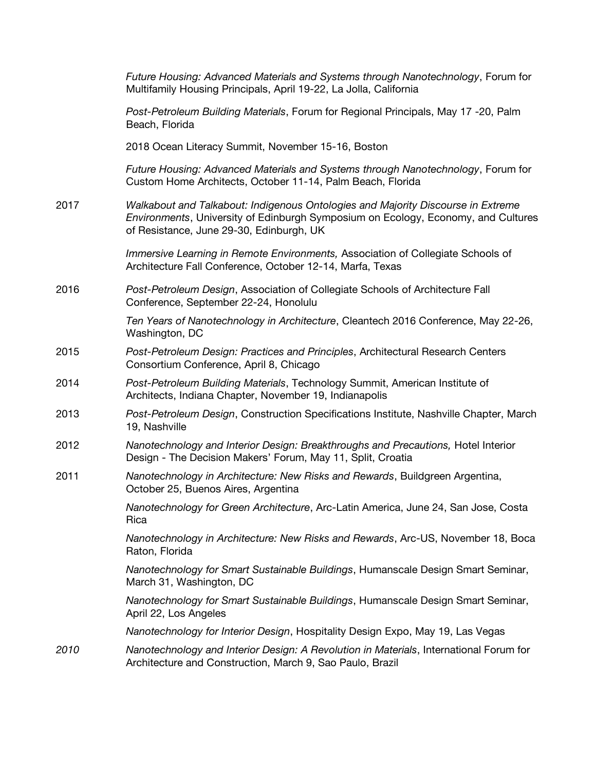*Future Housing: Advanced Materials and Systems through Nanotechnology*, Forum for Multifamily Housing Principals, April 19-22, La Jolla, California

*Post-Petroleum Building Materials*, Forum for Regional Principals, May 17 -20, Palm Beach, Florida

2018 Ocean Literacy Summit, November 15-16, Boston

*Future Housing: Advanced Materials and Systems through Nanotechnology*, Forum for Custom Home Architects, October 11-14, Palm Beach, Florida

2017 *Walkabout and Talkabout: Indigenous Ontologies and Majority Discourse in Extreme Environments*, University of Edinburgh Symposium on Ecology, Economy, and Cultures of Resistance, June 29-30, Edinburgh, UK

*Immersive Learning in Remote Environments,* Association of Collegiate Schools of Architecture Fall Conference, October 12-14, Marfa, Texas

2016 *Post-Petroleum Design*, Association of Collegiate Schools of Architecture Fall Conference, September 22-24, Honolulu

*Ten Years of Nanotechnology in Architecture*, Cleantech 2016 Conference, May 22-26, Washington, DC

2015 *Post-Petroleum Design: Practices and Principles*, Architectural Research Centers Consortium Conference, April 8, Chicago

2014 *Post-Petroleum Building Materials*, Technology Summit, American Institute of Architects, Indiana Chapter, November 19, Indianapolis

2013 *Post-Petroleum Design*, Construction Specifications Institute, Nashville Chapter, March 19, Nashville

2012 *Nanotechnology and Interior Design: Breakthroughs and Precautions,* Hotel Interior Design - The Decision Makers' Forum, May 11, Split, Croatia

2011 *Nanotechnology in Architecture: New Risks and Rewards*, Buildgreen Argentina, October 25, Buenos Aires, Argentina

*Nanotechnology for Green Architecture*, Arc-Latin America, June 24, San Jose, Costa Rica

*Nanotechnology in Architecture: New Risks and Rewards*, Arc-US, November 18, Boca Raton, Florida

*Nanotechnology for Smart Sustainable Buildings*, Humanscale Design Smart Seminar, March 31, Washington, DC

*Nanotechnology for Smart Sustainable Buildings*, Humanscale Design Smart Seminar, April 22, Los Angeles

*Nanotechnology for Interior Design*, Hospitality Design Expo, May 19, Las Vegas

*2010* *Nanotechnology and Interior Design: A Revolution in Materials*, International Forum for Architecture and Construction, March 9, Sao Paulo, Brazil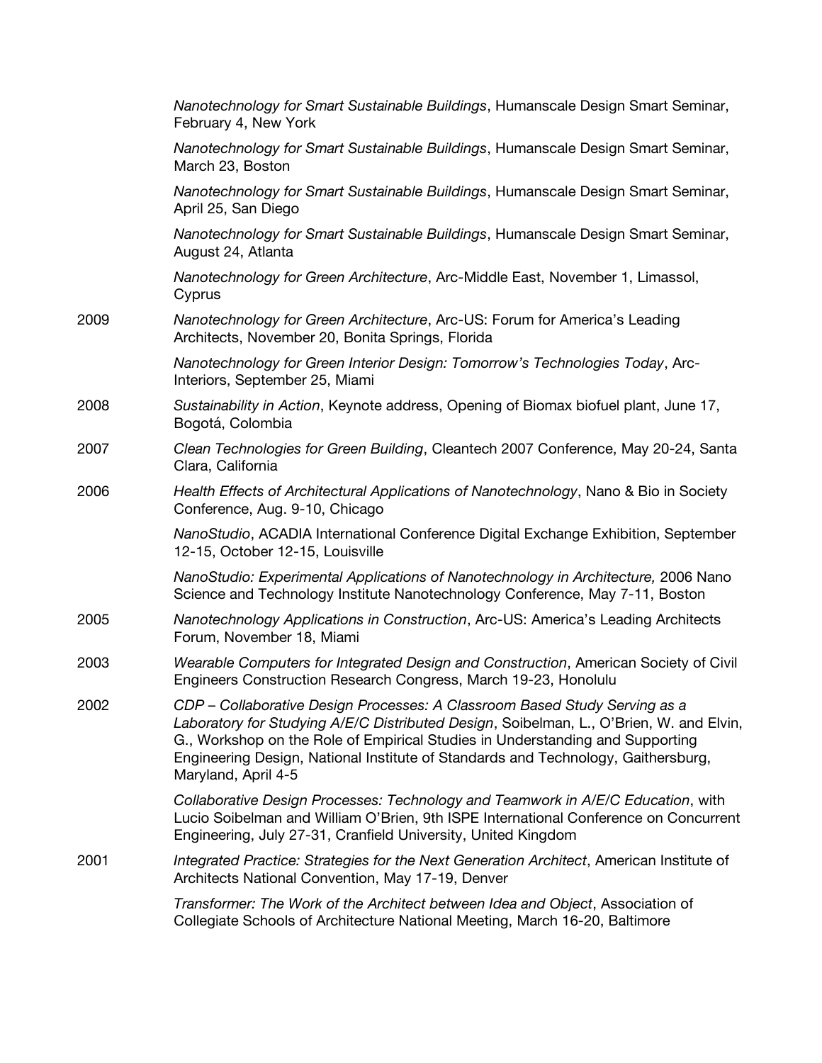*Nanotechnology for Smart Sustainable Buildings*, Humanscale Design Smart Seminar, February 4, New York

*Nanotechnology for Smart Sustainable Buildings*, Humanscale Design Smart Seminar, March 23, Boston

*Nanotechnology for Smart Sustainable Buildings*, Humanscale Design Smart Seminar, April 25, San Diego

*Nanotechnology for Smart Sustainable Buildings*, Humanscale Design Smart Seminar, August 24, Atlanta

*Nanotechnology for Green Architecture*, Arc-Middle East, November 1, Limassol, Cyprus

2009 *Nanotechnology for Green Architecture*, Arc-US: Forum for America's Leading Architects, November 20, Bonita Springs, Florida

*Nanotechnology for Green Interior Design: Tomorrow's Technologies Today*, Arc-Interiors, September 25, Miami

2008 *Sustainability in Action*, Keynote address, Opening of Biomax biofuel plant, June 17, Bogotá, Colombia

2007 *Clean Technologies for Green Building*, Cleantech 2007 Conference, May 20-24, Santa Clara, California

2006 *Health Effects of Architectural Applications of Nanotechnology*, Nano & Bio in Society Conference, Aug. 9-10, Chicago

*NanoStudio*, ACADIA International Conference Digital Exchange Exhibition, September 12-15, October 12-15, Louisville

*NanoStudio: Experimental Applications of Nanotechnology in Architecture,* 2006 Nano Science and Technology Institute Nanotechnology Conference, May 7-11, Boston

2005 *Nanotechnology Applications in Construction*, Arc-US: America's Leading Architects Forum, November 18, Miami

2003 *Wearable Computers for Integrated Design and Construction*, American Society of Civil Engineers Construction Research Congress, March 19-23, Honolulu

2002 *CDP – Collaborative Design Processes: A Classroom Based Study Serving as a Laboratory for Studying A/E/C Distributed Design*, Soibelman, L., O'Brien, W. and Elvin, G., Workshop on the Role of Empirical Studies in Understanding and Supporting Engineering Design, National Institute of Standards and Technology, Gaithersburg, Maryland, April 4-5

*Collaborative Design Processes: Technology and Teamwork in A/E/C Education*, with Lucio Soibelman and William O'Brien, 9th ISPE International Conference on Concurrent Engineering, July 27-31, Cranfield University, United Kingdom

2001 *Integrated Practice: Strategies for the Next Generation Architect*, American Institute of Architects National Convention, May 17-19, Denver

*Transformer: The Work of the Architect between Idea and Object*, Association of Collegiate Schools of Architecture National Meeting, March 16-20, Baltimore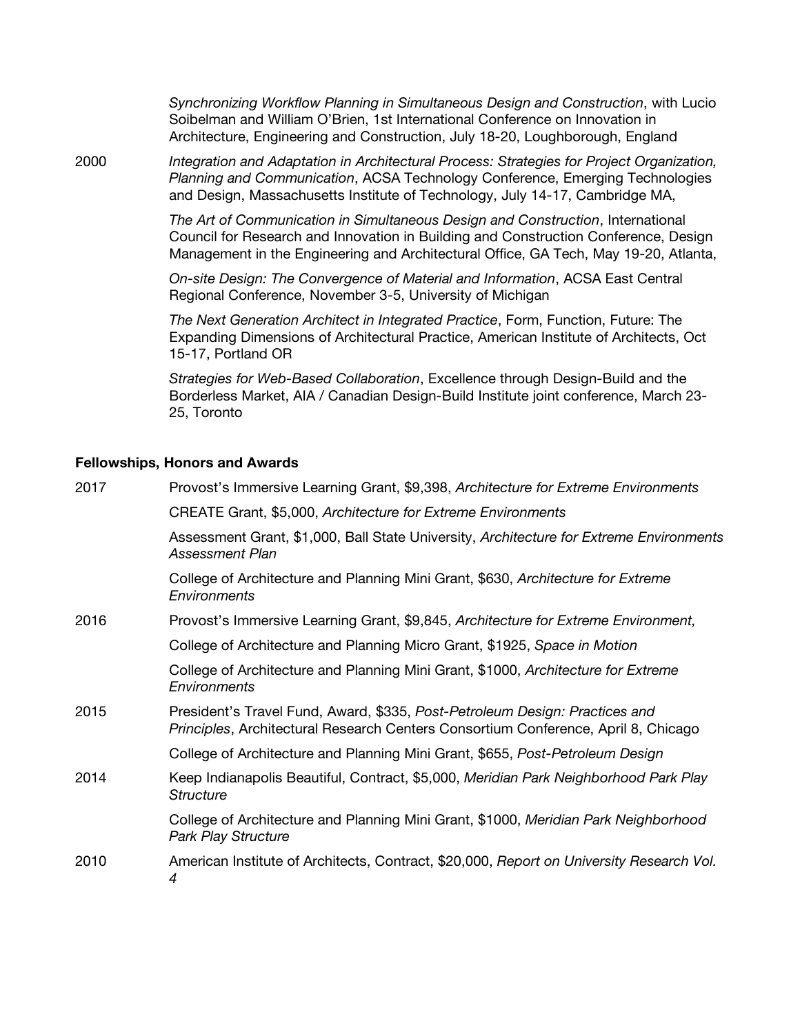*Synchronizing Workflow Planning in Simultaneous Design and Construction*, with Lucio Soibelman and William O'Brien, 1st International Conference on Innovation in Architecture, Engineering and Construction, July 18-20, Loughborough, England

2000 *Integration and Adaptation in Architectural Process: Strategies for Project Organization, Planning and Communication*, ACSA Technology Conference, Emerging Technologies and Design, Massachusetts Institute of Technology, July 14-17, Cambridge MA,

*The Art of Communication in Simultaneous Design and Construction*, International Council for Research and Innovation in Building and Construction Conference, Design Management in the Engineering and Architectural Office, GA Tech, May 19-20, Atlanta,

*On-site Design: The Convergence of Material and Information*, ACSA East Central Regional Conference, November 3-5, University of Michigan

*The Next Generation Architect in Integrated Practice*, Form, Function, Future: The Expanding Dimensions of Architectural Practice, American Institute of Architects, Oct 15-17, Portland OR

*Strategies for Web-Based Collaboration*, Excellence through Design-Build and the Borderless Market, AIA / Canadian Design-Build Institute joint conference, March 23-25, Toronto

**Fellowships, Honors and Awards**

2017 Provost's Immersive Learning Grant, $9,398, *Architecture for Extreme Environments*

CREATE Grant, $5,000, *Architecture for Extreme Environments*

Assessment Grant, $1,000, Ball State University, *Architecture for Extreme Environments Assessment Plan*

College of Architecture and Planning Mini Grant, $630, *Architecture for Extreme Environments*

2016 Provost's Immersive Learning Grant, $9,845, *Architecture for Extreme Environment,*

College of Architecture and Planning Micro Grant, $1925, *Space in Motion*

College of Architecture and Planning Mini Grant, $1000, *Architecture for Extreme Environments*

2015 President's Travel Fund, Award, $335, *Post-Petroleum Design: Practices and Principles*, Architectural Research Centers Consortium Conference, April 8, Chicago

College of Architecture and Planning Mini Grant, $655, *Post-Petroleum Design*

2014 Keep Indianapolis Beautiful, Contract, $5,000, *Meridian Park Neighborhood Park Play Structure*

College of Architecture and Planning Mini Grant, $1000, *Meridian Park Neighborhood Park Play Structure*

2010 American Institute of Architects, Contract, $20,000, *Report on University Research Vol. 4*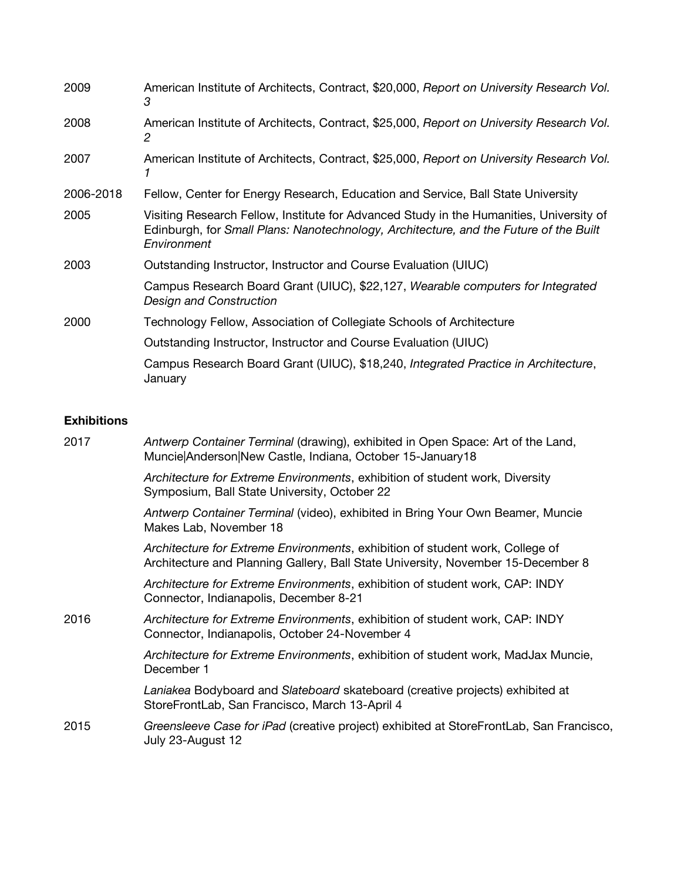| | |
|---|---|
| 2009 | American Institute of Architects, Contract, $20,000, *Report on University Research Vol. 3* |
| 2008 | American Institute of Architects, Contract, $25,000, *Report on University Research Vol. 2* |
| 2007 | American Institute of Architects, Contract, $25,000, *Report on University Research Vol. 1* |
| 2006-2018 | Fellow, Center for Energy Research, Education and Service, Ball State University |
| 2005 | Visiting Research Fellow, Institute for Advanced Study in the Humanities, University of Edinburgh, for *Small Plans: Nanotechnology, Architecture, and the Future of the Built Environment* |
| 2003 | Outstanding Instructor, Instructor and Course Evaluation (UIUC) |
| | Campus Research Board Grant (UIUC), $22,127, *Wearable computers for Integrated Design and Construction* |
| 2000 | Technology Fellow, Association of Collegiate Schools of Architecture |
| | Outstanding Instructor, Instructor and Course Evaluation (UIUC) |
| | Campus Research Board Grant (UIUC), $18,240, *Integrated Practice in Architecture*, January |

**Exhibitions**

| | |
|---|---|
| 2017 | *Antwerp Container Terminal* (drawing), exhibited in Open Space: Art of the Land, Muncie\|Anderson\|New Castle, Indiana, October 15-January18 |
| | *Architecture for Extreme Environments*, exhibition of student work, Diversity Symposium, Ball State University, October 22 |
| | *Antwerp Container Terminal* (video), exhibited in Bring Your Own Beamer, Muncie Makes Lab, November 18 |
| | *Architecture for Extreme Environments*, exhibition of student work, College of Architecture and Planning Gallery, Ball State University, November 15-December 8 |
| | *Architecture for Extreme Environments*, exhibition of student work, CAP: INDY Connector, Indianapolis, December 8-21 |
| 2016 | *Architecture for Extreme Environments*, exhibition of student work, CAP: INDY Connector, Indianapolis, October 24-November 4 |
| | *Architecture for Extreme Environments*, exhibition of student work, MadJax Muncie, December 1 |
| | *Laniakea* Bodyboard and *Slateboard* skateboard (creative projects) exhibited at StoreFrontLab, San Francisco, March 13-April 4 |
| 2015 | *Greensleeve Case for iPad* (creative project) exhibited at StoreFrontLab, San Francisco, July 23-August 12 |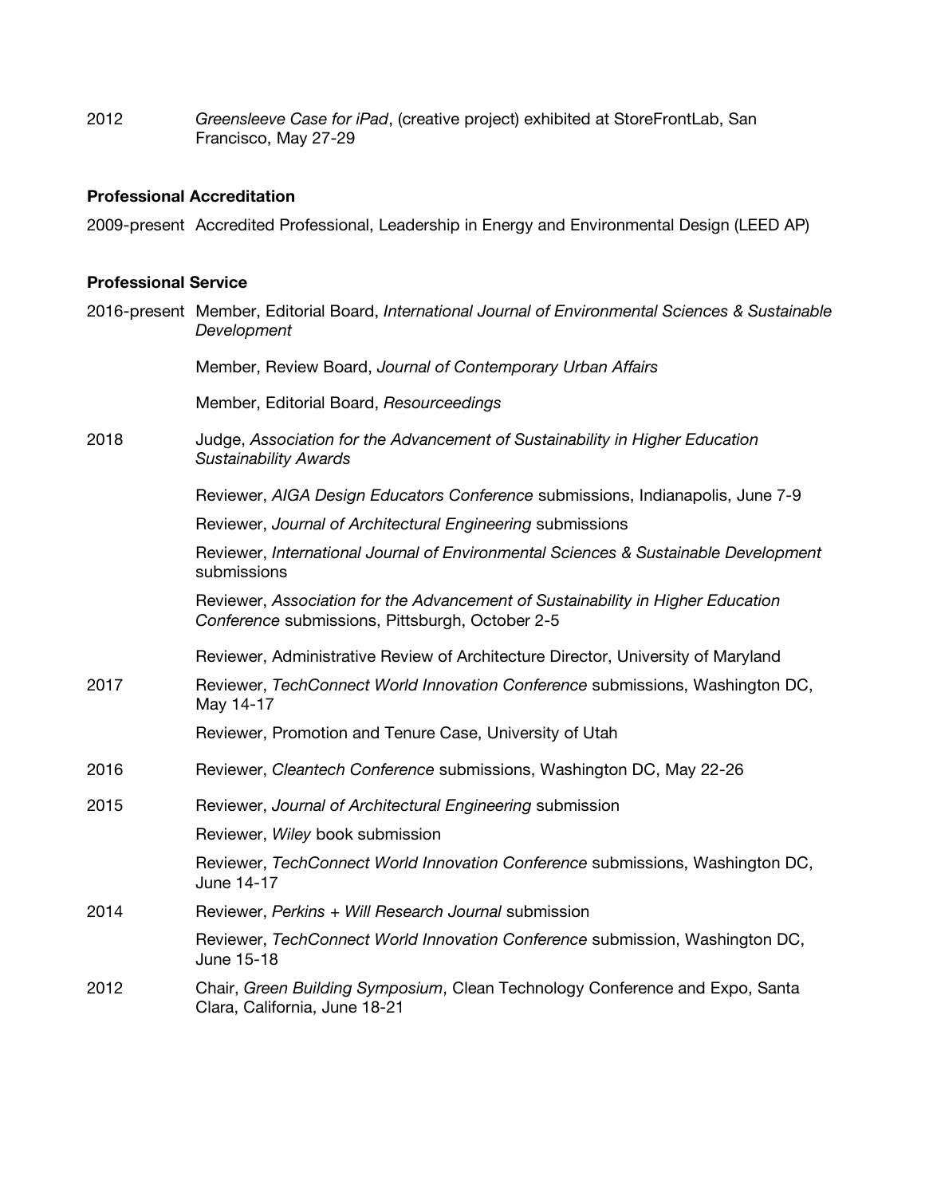2012 *Greensleeve Case for iPad*, (creative project) exhibited at StoreFrontLab, San Francisco, May 27-29

**Professional Accreditation**

2009-present Accredited Professional, Leadership in Energy and Environmental Design (LEED AP)

**Professional Service**

2016-present Member, Editorial Board, *International Journal of Environmental Sciences & Sustainable Development*

Member, Review Board, *Journal of Contemporary Urban Affairs*

Member, Editorial Board, *Resourceedings*

2018 Judge, *Association for the Advancement of Sustainability in Higher Education Sustainability Awards*

Reviewer, *AIGA Design Educators Conference* submissions, Indianapolis, June 7-9

Reviewer, *Journal of Architectural Engineering* submissions

Reviewer, *International Journal of Environmental Sciences & Sustainable Development* submissions

Reviewer, *Association for the Advancement of Sustainability in Higher Education Conference* submissions, Pittsburgh, October 2-5

Reviewer, Administrative Review of Architecture Director, University of Maryland

2017 Reviewer, *TechConnect World Innovation Conference* submissions, Washington DC, May 14-17

Reviewer, Promotion and Tenure Case, University of Utah

2016 Reviewer, *Cleantech Conference* submissions, Washington DC, May 22-26

2015 Reviewer, *Journal of Architectural Engineering* submission

Reviewer, *Wiley* book submission

Reviewer, *TechConnect World Innovation Conference* submissions, Washington DC, June 14-17

2014 Reviewer, *Perkins + Will Research Journal* submission

Reviewer, *TechConnect World Innovation Conference* submission, Washington DC, June 15-18

2012 Chair, *Green Building Symposium*, Clean Technology Conference and Expo, Santa Clara, California, June 18-21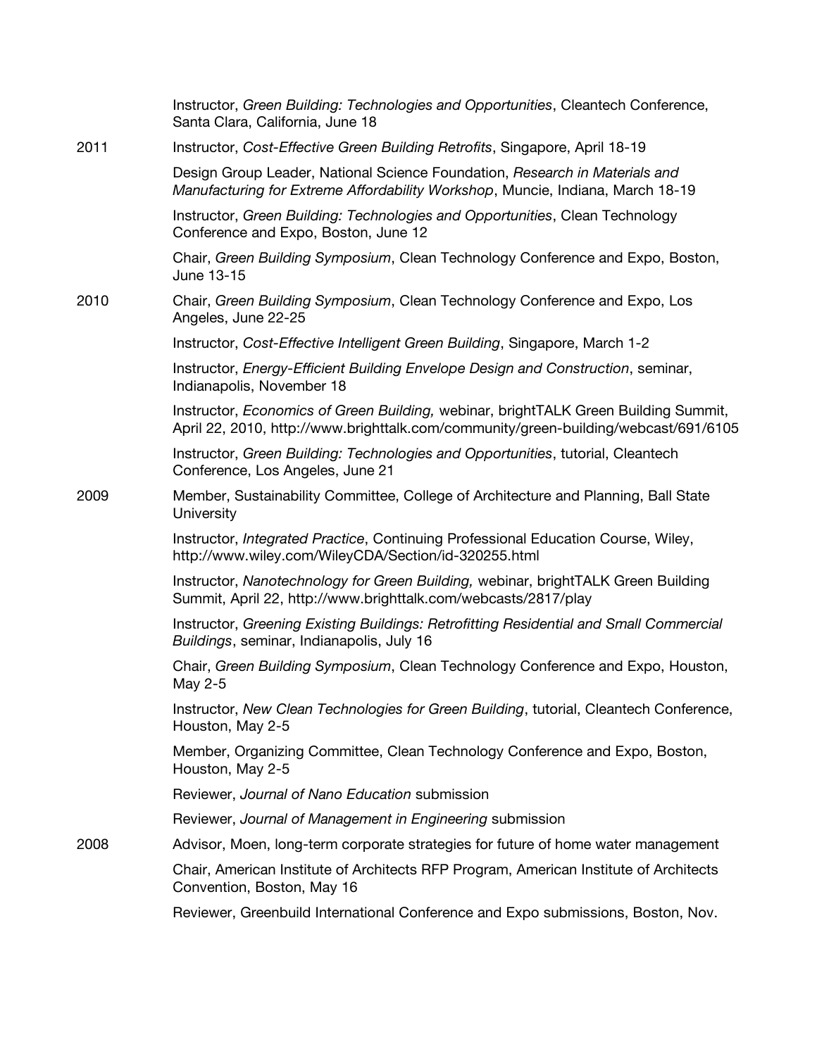Instructor, *Green Building: Technologies and Opportunities*, Cleantech Conference, Santa Clara, California, June 18

2011 Instructor, *Cost-Effective Green Building Retrofits*, Singapore, April 18-19

Design Group Leader, National Science Foundation, *Research in Materials and Manufacturing for Extreme Affordability Workshop*, Muncie, Indiana, March 18-19

Instructor, *Green Building: Technologies and Opportunities*, Clean Technology Conference and Expo, Boston, June 12

Chair, *Green Building Symposium*, Clean Technology Conference and Expo, Boston, June 13-15

2010 Chair, *Green Building Symposium*, Clean Technology Conference and Expo, Los Angeles, June 22-25

Instructor, *Cost-Effective Intelligent Green Building*, Singapore, March 1-2

Instructor, *Energy-Efficient Building Envelope Design and Construction*, seminar, Indianapolis, November 18

Instructor, *Economics of Green Building,* webinar, brightTALK Green Building Summit, April 22, 2010, http://www.brighttalk.com/community/green-building/webcast/691/6105

Instructor, *Green Building: Technologies and Opportunities*, tutorial, Cleantech Conference, Los Angeles, June 21

2009 Member, Sustainability Committee, College of Architecture and Planning, Ball State University

Instructor, *Integrated Practice*, Continuing Professional Education Course, Wiley, http://www.wiley.com/WileyCDA/Section/id-320255.html

Instructor, *Nanotechnology for Green Building,* webinar, brightTALK Green Building Summit, April 22, http://www.brighttalk.com/webcasts/2817/play

Instructor, *Greening Existing Buildings: Retrofitting Residential and Small Commercial Buildings*, seminar, Indianapolis, July 16

Chair, *Green Building Symposium*, Clean Technology Conference and Expo, Houston, May 2-5

Instructor, *New Clean Technologies for Green Building*, tutorial, Cleantech Conference, Houston, May 2-5

Member, Organizing Committee, Clean Technology Conference and Expo, Boston, Houston, May 2-5

Reviewer, *Journal of Nano Education* submission

Reviewer, *Journal of Management in Engineering* submission

2008 Advisor, Moen, long-term corporate strategies for future of home water management

Chair, American Institute of Architects RFP Program, American Institute of Architects Convention, Boston, May 16

Reviewer, Greenbuild International Conference and Expo submissions, Boston, Nov.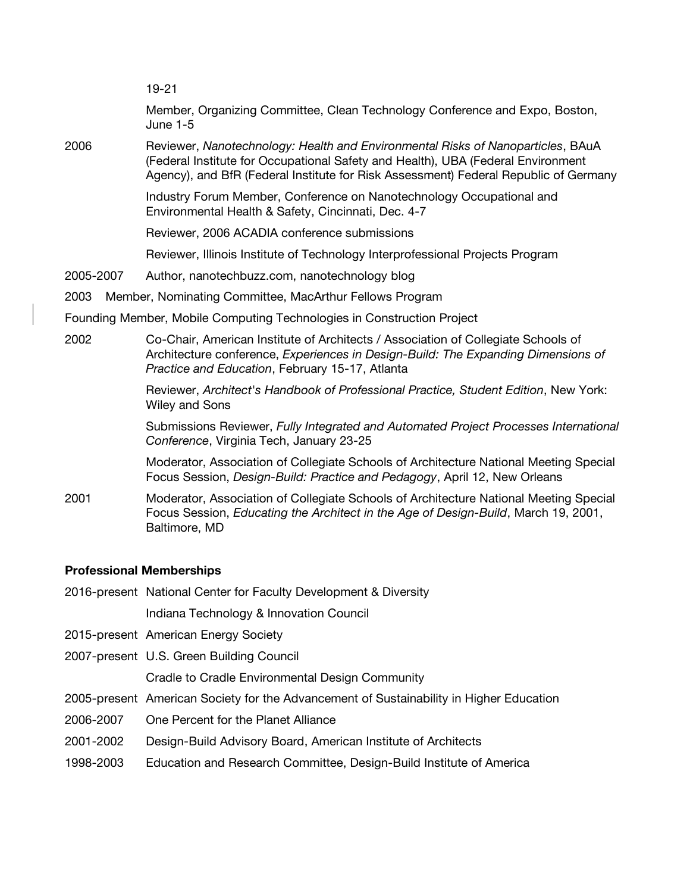19-21

Member, Organizing Committee, Clean Technology Conference and Expo, Boston, June 1-5

2006 Reviewer, *Nanotechnology: Health and Environmental Risks of Nanoparticles*, BAuA (Federal Institute for Occupational Safety and Health), UBA (Federal Environment Agency), and BfR (Federal Institute for Risk Assessment) Federal Republic of Germany

Industry Forum Member, Conference on Nanotechnology Occupational and Environmental Health & Safety, Cincinnati, Dec. 4-7

Reviewer, 2006 ACADIA conference submissions

Reviewer, Illinois Institute of Technology Interprofessional Projects Program

2005-2007 Author, nanotechbuzz.com, nanotechnology blog

2003 Member, Nominating Committee, MacArthur Fellows Program

Founding Member, Mobile Computing Technologies in Construction Project

2002 Co-Chair, American Institute of Architects / Association of Collegiate Schools of Architecture conference, *Experiences in Design-Build: The Expanding Dimensions of Practice and Education*, February 15-17, Atlanta

Reviewer, *Architect's Handbook of Professional Practice, Student Edition*, New York: Wiley and Sons

Submissions Reviewer, *Fully Integrated and Automated Project Processes International Conference*, Virginia Tech, January 23-25

Moderator, Association of Collegiate Schools of Architecture National Meeting Special Focus Session, *Design-Build: Practice and Pedagogy*, April 12, New Orleans

2001 Moderator, Association of Collegiate Schools of Architecture National Meeting Special Focus Session, *Educating the Architect in the Age of Design-Build*, March 19, 2001, Baltimore, MD

**Professional Memberships**

2016-present National Center for Faculty Development & Diversity

Indiana Technology & Innovation Council

2015-present American Energy Society

2007-present U.S. Green Building Council

Cradle to Cradle Environmental Design Community

2005-present American Society for the Advancement of Sustainability in Higher Education

2006-2007 One Percent for the Planet Alliance

2001-2002 Design-Build Advisory Board, American Institute of Architects

1998-2003 Education and Research Committee, Design-Build Institute of America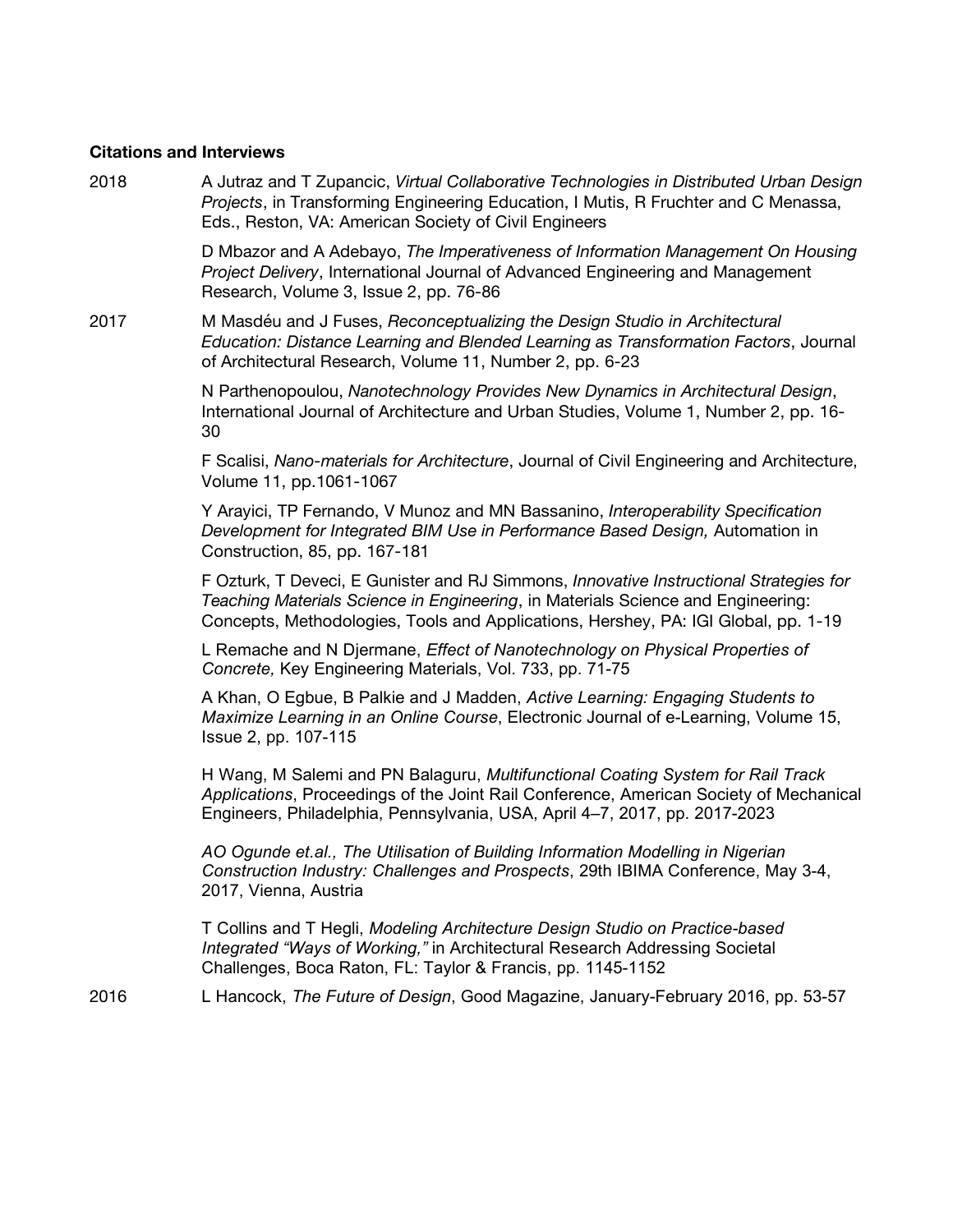**Citations and Interviews**

2018 A Jutraz and T Zupancic, *Virtual Collaborative Technologies in Distributed Urban Design Projects*, in Transforming Engineering Education, I Mutis, R Fruchter and C Menassa, Eds., Reston, VA: American Society of Civil Engineers

D Mbazor and A Adebayo, *The Imperativeness of Information Management On Housing Project Delivery*, International Journal of Advanced Engineering and Management Research, Volume 3, Issue 2, pp. 76-86

2017 M Masdéu and J Fuses, *Reconceptualizing the Design Studio in Architectural Education: Distance Learning and Blended Learning as Transformation Factors*, Journal of Architectural Research, Volume 11, Number 2, pp. 6-23

N Parthenopoulou, *Nanotechnology Provides New Dynamics in Architectural Design*, International Journal of Architecture and Urban Studies, Volume 1, Number 2, pp. 16-30

F Scalisi, *Nano-materials for Architecture*, Journal of Civil Engineering and Architecture, Volume 11, pp.1061-1067

Y Arayici, TP Fernando, V Munoz and MN Bassanino, *Interoperability Specification Development for Integrated BIM Use in Performance Based Design,* Automation in Construction, 85, pp. 167-181

F Ozturk, T Deveci, E Gunister and RJ Simmons, *Innovative Instructional Strategies for Teaching Materials Science in Engineering*, in Materials Science and Engineering: Concepts, Methodologies, Tools and Applications, Hershey, PA: IGI Global, pp. 1-19

L Remache and N Djermane, *Effect of Nanotechnology on Physical Properties of Concrete,* Key Engineering Materials, Vol. 733, pp. 71-75

A Khan, O Egbue, B Palkie and J Madden, *Active Learning: Engaging Students to Maximize Learning in an Online Course*, Electronic Journal of e-Learning, Volume 15, Issue 2, pp. 107-115

H Wang, M Salemi and PN Balaguru, *Multifunctional Coating System for Rail Track Applications*, Proceedings of the Joint Rail Conference, American Society of Mechanical Engineers, Philadelphia, Pennsylvania, USA, April 4–7, 2017, pp. 2017-2023

*AO Ogunde et.al., The Utilisation of Building Information Modelling in Nigerian Construction Industry: Challenges and Prospects*, 29th IBIMA Conference, May 3-4, 2017, Vienna, Austria

T Collins and T Hegli, *Modeling Architecture Design Studio on Practice-based Integrated "Ways of Working,"* in Architectural Research Addressing Societal Challenges, Boca Raton, FL: Taylor & Francis, pp. 1145-1152

2016 L Hancock, *The Future of Design*, Good Magazine, January-February 2016, pp. 53-57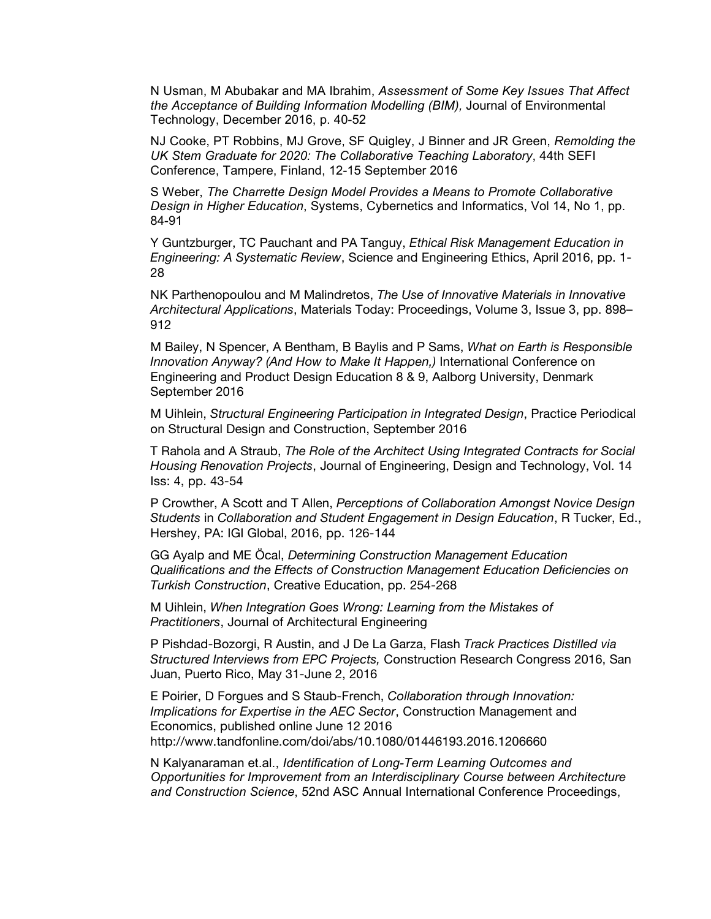N Usman, M Abubakar and MA Ibrahim, *Assessment of Some Key Issues That Affect the Acceptance of Building Information Modelling (BIM),* Journal of Environmental Technology, December 2016, p. 40-52

NJ Cooke, PT Robbins, MJ Grove, SF Quigley, J Binner and JR Green, *Remolding the UK Stem Graduate for 2020: The Collaborative Teaching Laboratory*, 44th SEFI Conference, Tampere, Finland, 12-15 September 2016

S Weber, *The Charrette Design Model Provides a Means to Promote Collaborative Design in Higher Education*, Systems, Cybernetics and Informatics, Vol 14, No 1, pp. 84-91

Y Guntzburger, TC Pauchant and PA Tanguy, *Ethical Risk Management Education in Engineering: A Systematic Review*, Science and Engineering Ethics, April 2016, pp. 1-28

NK Parthenopoulou and M Malindretos, *The Use of Innovative Materials in Innovative Architectural Applications*, Materials Today: Proceedings, Volume 3, Issue 3, pp. 898–912

M Bailey, N Spencer, A Bentham, B Baylis and P Sams, *What on Earth is Responsible Innovation Anyway? (And How to Make It Happen,)* International Conference on Engineering and Product Design Education 8 & 9, Aalborg University, Denmark September 2016

M Uihlein, *Structural Engineering Participation in Integrated Design*, Practice Periodical on Structural Design and Construction, September 2016

T Rahola and A Straub, *The Role of the Architect Using Integrated Contracts for Social Housing Renovation Projects*, Journal of Engineering, Design and Technology, Vol. 14 Iss: 4, pp. 43-54

P Crowther, A Scott and T Allen, *Perceptions of Collaboration Amongst Novice Design Students* in *Collaboration and Student Engagement in Design Education*, R Tucker, Ed., Hershey, PA: IGI Global, 2016, pp. 126-144

GG Ayalp and ME Öcal, *Determining Construction Management Education Qualifications and the Effects of Construction Management Education Deficiencies on Turkish Construction*, Creative Education, pp. 254-268

M Uihlein, *When Integration Goes Wrong: Learning from the Mistakes of Practitioners*, Journal of Architectural Engineering

P Pishdad-Bozorgi, R Austin, and J De La Garza, Flash *Track Practices Distilled via Structured Interviews from EPC Projects,* Construction Research Congress 2016, San Juan, Puerto Rico, May 31-June 2, 2016

E Poirier, D Forgues and S Staub-French, *Collaboration through Innovation: Implications for Expertise in the AEC Sector*, Construction Management and Economics, published online June 12 2016 http://www.tandfonline.com/doi/abs/10.1080/01446193.2016.1206660

N Kalyanaraman et.al., *Identification of Long-Term Learning Outcomes and Opportunities for Improvement from an Interdisciplinary Course between Architecture and Construction Science*, 52nd ASC Annual International Conference Proceedings,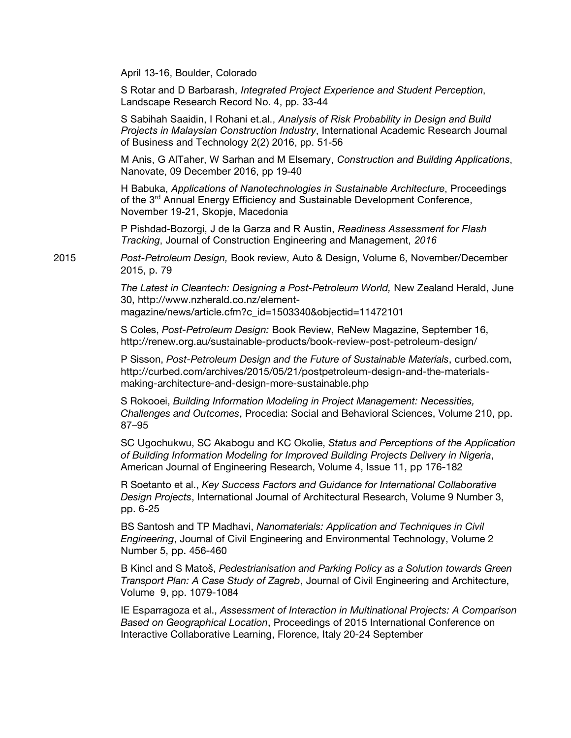April 13-16, Boulder, Colorado

S Rotar and D Barbarash, *Integrated Project Experience and Student Perception*, Landscape Research Record No. 4, pp. 33-44

S Sabihah Saaidin, I Rohani et.al., *Analysis of Risk Probability in Design and Build Projects in Malaysian Construction Industry*, International Academic Research Journal of Business and Technology 2(2) 2016, pp. 51-56

M Anis, G AlTaher, W Sarhan and M Elsemary, *Construction and Building Applications*, Nanovate, 09 December 2016, pp 19-40

H Babuka, *Applications of Nanotechnologies in Sustainable Architecture*, Proceedings of the 3rd Annual Energy Efficiency and Sustainable Development Conference, November 19-21, Skopje, Macedonia

P Pishdad-Bozorgi, J de la Garza and R Austin, *Readiness Assessment for Flash Tracking*, Journal of Construction Engineering and Management, *2016*

2015

*Post-Petroleum Design,* Book review, Auto & Design, Volume 6, November/December 2015, p. 79

*The Latest in Cleantech: Designing a Post-Petroleum World,* New Zealand Herald, June 30, http://www.nzherald.co.nz/element-magazine/news/article.cfm?c_id=1503340&objectid=11472101

S Coles, *Post-Petroleum Design:* Book Review, ReNew Magazine, September 16, http://renew.org.au/sustainable-products/book-review-post-petroleum-design/

P Sisson, *Post-Petroleum Design and the Future of Sustainable Materials*, curbed.com, http://curbed.com/archives/2015/05/21/postpetroleum-design-and-the-materials-making-architecture-and-design-more-sustainable.php

S Rokooei, *Building Information Modeling in Project Management: Necessities, Challenges and Outcomes*, Procedia: Social and Behavioral Sciences, Volume 210, pp. 87–95

SC Ugochukwu, SC Akabogu and KC Okolie, *Status and Perceptions of the Application of Building Information Modeling for Improved Building Projects Delivery in Nigeria*, American Journal of Engineering Research, Volume 4, Issue 11, pp 176-182

R Soetanto et al., *Key Success Factors and Guidance for International Collaborative Design Projects*, International Journal of Architectural Research, Volume 9 Number 3, pp. 6-25

BS Santosh and TP Madhavi, *Nanomaterials: Application and Techniques in Civil Engineering*, Journal of Civil Engineering and Environmental Technology, Volume 2 Number 5, pp. 456-460

B Kincl and S Matoš, *Pedestrianisation and Parking Policy as a Solution towards Green Transport Plan: A Case Study of Zagreb*, Journal of Civil Engineering and Architecture, Volume 9, pp. 1079-1084

IE Esparragoza et al., *Assessment of Interaction in Multinational Projects: A Comparison Based on Geographical Location*, Proceedings of 2015 International Conference on Interactive Collaborative Learning, Florence, Italy 20-24 September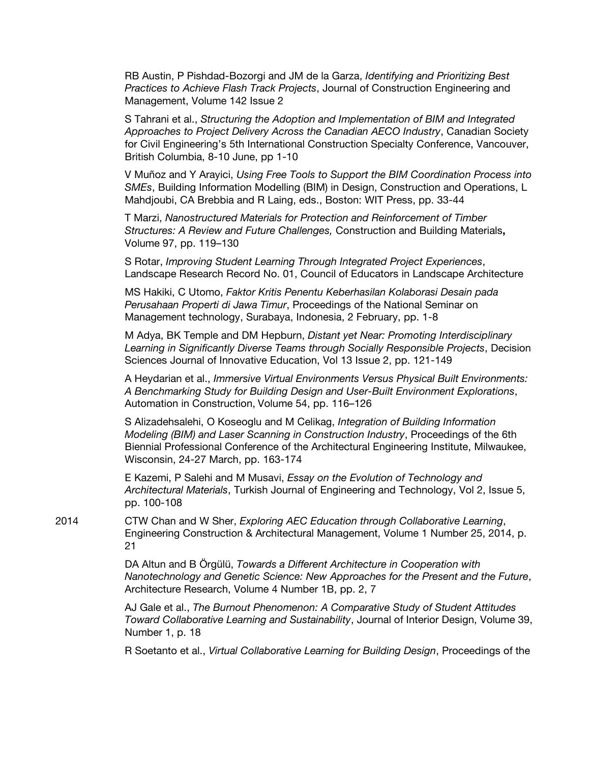RB Austin, P Pishdad-Bozorgi and JM de la Garza, *Identifying and Prioritizing Best Practices to Achieve Flash Track Projects*, Journal of Construction Engineering and Management, Volume 142 Issue 2

S Tahrani et al., *Structuring the Adoption and Implementation of BIM and Integrated Approaches to Project Delivery Across the Canadian AECO Industry*, Canadian Society for Civil Engineering's 5th International Construction Specialty Conference, Vancouver, British Columbia, 8-10 June, pp 1-10

V Muñoz and Y Arayici, *Using Free Tools to Support the BIM Coordination Process into SMEs*, Building Information Modelling (BIM) in Design, Construction and Operations, L Mahdjoubi, CA Brebbia and R Laing, eds., Boston: WIT Press, pp. 33-44

T Marzi, *Nanostructured Materials for Protection and Reinforcement of Timber Structures: A Review and Future Challenges,* Construction and Building Materials**,** Volume 97, pp. 119–130

S Rotar, *Improving Student Learning Through Integrated Project Experiences*, Landscape Research Record No. 01, Council of Educators in Landscape Architecture

MS Hakiki, C Utomo, *Faktor Kritis Penentu Keberhasilan Kolaborasi Desain pada Perusahaan Properti di Jawa Timur*, Proceedings of the National Seminar on Management technology, Surabaya, Indonesia, 2 February, pp. 1-8

M Adya, BK Temple and DM Hepburn, *Distant yet Near: Promoting Interdisciplinary Learning in Significantly Diverse Teams through Socially Responsible Projects*, Decision Sciences Journal of Innovative Education, Vol 13 Issue 2, pp. 121-149

A Heydarian et al., *Immersive Virtual Environments Versus Physical Built Environments: A Benchmarking Study for Building Design and User-Built Environment Explorations*, Automation in Construction, Volume 54, pp. 116–126

S Alizadehsalehi, O Koseoglu and M Celikag, *Integration of Building Information Modeling (BIM) and Laser Scanning in Construction Industry*, Proceedings of the 6th Biennial Professional Conference of the Architectural Engineering Institute, Milwaukee, Wisconsin, 24-27 March, pp. 163-174

E Kazemi, P Salehi and M Musavi, *Essay on the Evolution of Technology and Architectural Materials*, Turkish Journal of Engineering and Technology, Vol 2, Issue 5, pp. 100-108

2014

CTW Chan and W Sher, *Exploring AEC Education through Collaborative Learning*, Engineering Construction & Architectural Management, Volume 1 Number 25, 2014, p. 21

DA Altun and B Örgülü, *Towards a Different Architecture in Cooperation with Nanotechnology and Genetic Science: New Approaches for the Present and the Future*, Architecture Research, Volume 4 Number 1B, pp. 2, 7

AJ Gale et al., *The Burnout Phenomenon: A Comparative Study of Student Attitudes Toward Collaborative Learning and Sustainability*, Journal of Interior Design, Volume 39, Number 1, p. 18

R Soetanto et al., *Virtual Collaborative Learning for Building Design*, Proceedings of the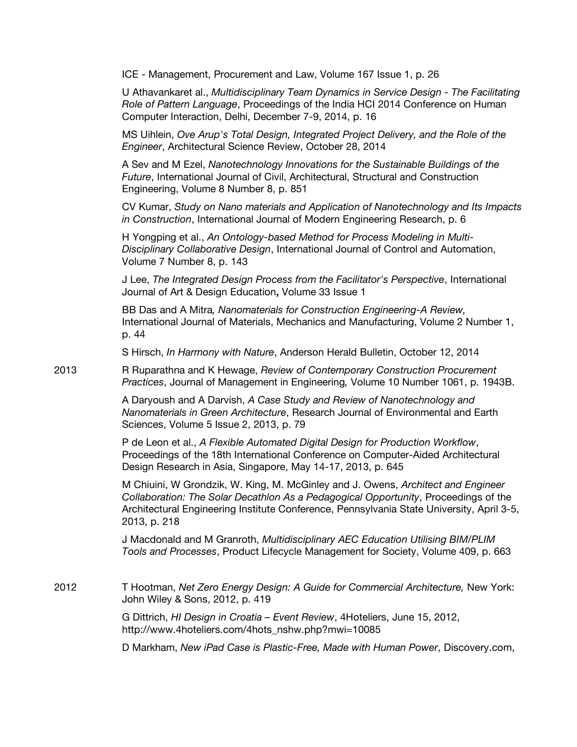ICE - Management, Procurement and Law, Volume 167 Issue 1, p. 26

U Athavankaret al., *Multidisciplinary Team Dynamics in Service Design - The Facilitating Role of Pattern Language*, Proceedings of the India HCI 2014 Conference on Human Computer Interaction, Delhi, December 7-9, 2014, p. 16

MS Uihlein, *Ove Arup's Total Design, Integrated Project Delivery, and the Role of the Engineer*, Architectural Science Review, October 28, 2014

A Sev and M Ezel, *Nanotechnology Innovations for the Sustainable Buildings of the Future*, International Journal of Civil, Architectural, Structural and Construction Engineering, Volume 8 Number 8, p. 851

CV Kumar, *Study on Nano materials and Application of Nanotechnology and Its Impacts in Construction*, International Journal of Modern Engineering Research, p. 6

H Yongping et al., *An Ontology-based Method for Process Modeling in Multi-Disciplinary Collaborative Design*, International Journal of Control and Automation, Volume 7 Number 8, p. 143

J Lee, *The Integrated Design Process from the Facilitator's Perspective*, International Journal of Art & Design Education**,** Volume 33 Issue 1

BB Das and A Mitra*, Nanomaterials for Construction Engineering-A Review,* International Journal of Materials, Mechanics and Manufacturing, Volume 2 Number 1, p. 44

S Hirsch, *In Harmony with Nature*, Anderson Herald Bulletin, October 12, 2014

2013

R Ruparathna and K Hewage, *Review of Contemporary Construction Procurement Practices*, Journal of Management in Engineering*,* Volume 10 Number 1061, p. 1943B.

A Daryoush and A Darvish, *A Case Study and Review of Nanotechnology and Nanomaterials in Green Architecture*, Research Journal of Environmental and Earth Sciences, Volume 5 Issue 2, 2013, p. 79

P de Leon et al., *A Flexible Automated Digital Design for Production Workflow*, Proceedings of the 18th International Conference on Computer-Aided Architectural Design Research in Asia, Singapore, May 14-17, 2013, p. 645

M Chiuini, W Grondzik, W. King, M. McGinley and J. Owens, *Architect and Engineer Collaboration: The Solar Decathlon As a Pedagogical Opportunity*, Proceedings of the Architectural Engineering Institute Conference, Pennsylvania State University, April 3-5, 2013, p. 218

J Macdonald and M Granroth, *Multidisciplinary AEC Education Utilising BIM/PLIM Tools and Processes*, Product Lifecycle Management for Society, Volume 409, p. 663

2012

T Hootman, *Net Zero Energy Design: A Guide for Commercial Architecture,* New York: John Wiley & Sons, 2012, p. 419

G Dittrich, *HI Design in Croatia – Event Review*, 4Hoteliers, June 15, 2012, http://www.4hoteliers.com/4hots_nshw.php?mwi=10085

D Markham, *New iPad Case is Plastic-Free, Made with Human Power*, Discovery.com,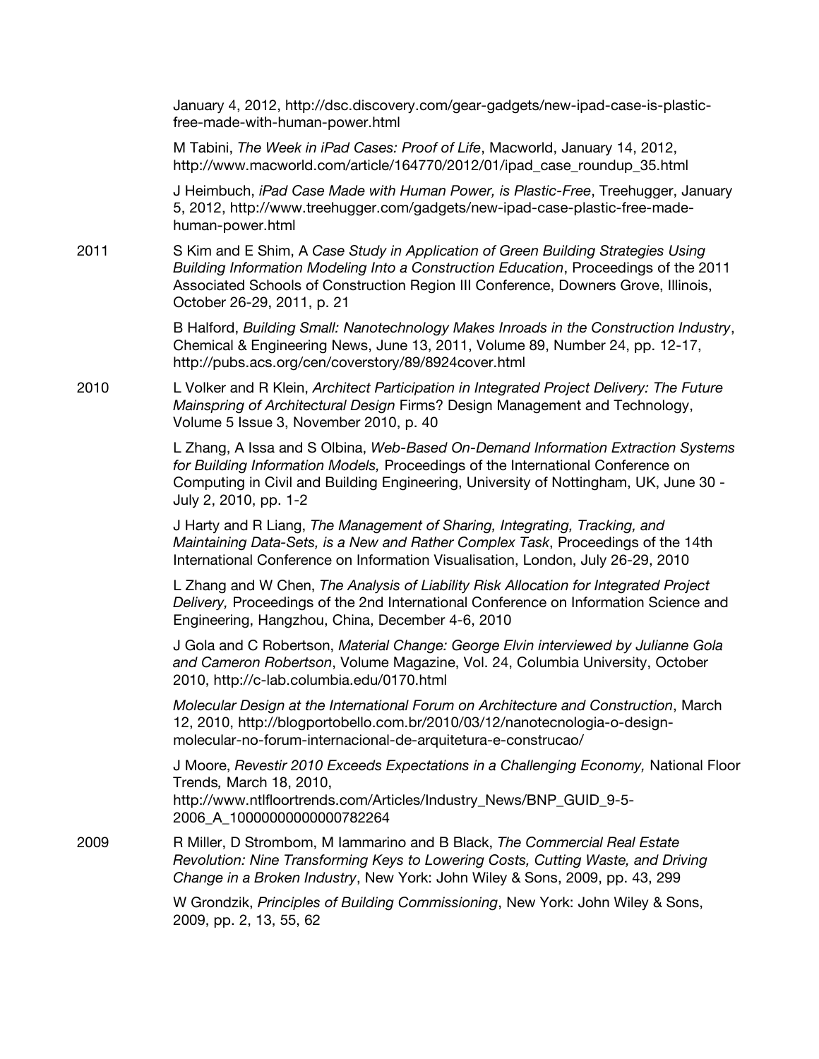January 4, 2012, http://dsc.discovery.com/gear-gadgets/new-ipad-case-is-plastic-free-made-with-human-power.html

M Tabini, *The Week in iPad Cases: Proof of Life*, Macworld, January 14, 2012, http://www.macworld.com/article/164770/2012/01/ipad_case_roundup_35.html

J Heimbuch, *iPad Case Made with Human Power, is Plastic-Free*, Treehugger, January 5, 2012, http://www.treehugger.com/gadgets/new-ipad-case-plastic-free-made-human-power.html

**2011**

S Kim and E Shim, A *Case Study in Application of Green Building Strategies Using Building Information Modeling Into a Construction Education*, Proceedings of the 2011 Associated Schools of Construction Region III Conference, Downers Grove, Illinois, October 26-29, 2011, p. 21

B Halford, *Building Small: Nanotechnology Makes Inroads in the Construction Industry*, Chemical & Engineering News, June 13, 2011, Volume 89, Number 24, pp. 12-17, http://pubs.acs.org/cen/coverstory/89/8924cover.html

**2010**

L Volker and R Klein, *Architect Participation in Integrated Project Delivery: The Future Mainspring of Architectural Design* Firms? Design Management and Technology, Volume 5 Issue 3, November 2010, p. 40

L Zhang, A Issa and S Olbina, *Web-Based On-Demand Information Extraction Systems for Building Information Models,* Proceedings of the International Conference on Computing in Civil and Building Engineering, University of Nottingham, UK, June 30 - July 2, 2010, pp. 1-2

J Harty and R Liang, *The Management of Sharing, Integrating, Tracking, and Maintaining Data-Sets, is a New and Rather Complex Task*, Proceedings of the 14th International Conference on Information Visualisation, London, July 26-29, 2010

L Zhang and W Chen, *The Analysis of Liability Risk Allocation for Integrated Project Delivery,* Proceedings of the 2nd International Conference on Information Science and Engineering, Hangzhou, China, December 4-6, 2010

J Gola and C Robertson, *Material Change: George Elvin interviewed by Julianne Gola and Cameron Robertson*, Volume Magazine, Vol. 24, Columbia University, October 2010, http://c-lab.columbia.edu/0170.html

*Molecular Design at the International Forum on Architecture and Construction*, March 12, 2010, http://blogportobello.com.br/2010/03/12/nanotecnologia-o-design-molecular-no-forum-internacional-de-arquitetura-e-construcao/

J Moore, *Revestir 2010 Exceeds Expectations in a Challenging Economy,* National Floor Trends*,* March 18, 2010, http://www.ntlfloortrends.com/Articles/Industry_News/BNP_GUID_9-5-2006_A_10000000000000782264

**2009**

R Miller, D Strombom, M Iammarino and B Black, *The Commercial Real Estate Revolution: Nine Transforming Keys to Lowering Costs, Cutting Waste, and Driving Change in a Broken Industry*, New York: John Wiley & Sons, 2009, pp. 43, 299

W Grondzik, *Principles of Building Commissioning*, New York: John Wiley & Sons, 2009, pp. 2, 13, 55, 62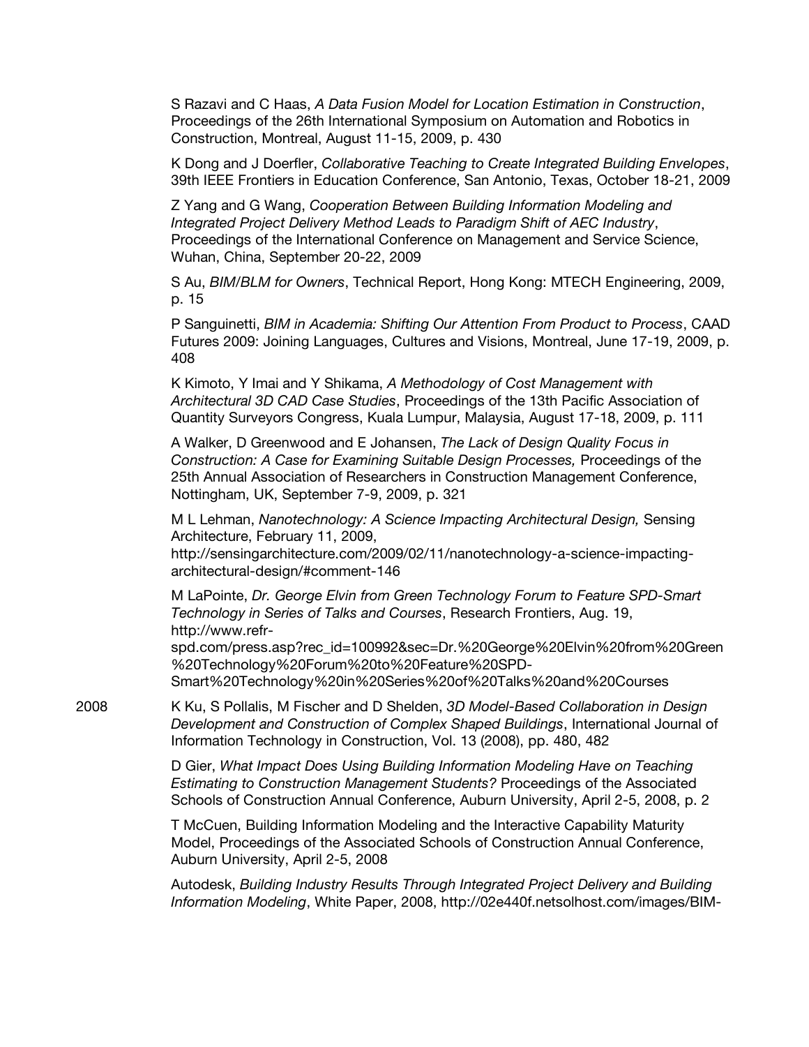S Razavi and C Haas, *A Data Fusion Model for Location Estimation in Construction*, Proceedings of the 26th International Symposium on Automation and Robotics in Construction, Montreal, August 11-15, 2009, p. 430

K Dong and J Doerfler, *Collaborative Teaching to Create Integrated Building Envelopes*, 39th IEEE Frontiers in Education Conference, San Antonio, Texas, October 18-21, 2009

Z Yang and G Wang, *Cooperation Between Building Information Modeling and Integrated Project Delivery Method Leads to Paradigm Shift of AEC Industry*, Proceedings of the International Conference on Management and Service Science, Wuhan, China, September 20-22, 2009

S Au, *BIM/BLM for Owners*, Technical Report, Hong Kong: MTECH Engineering, 2009, p. 15

P Sanguinetti, *BIM in Academia: Shifting Our Attention From Product to Process*, CAAD Futures 2009: Joining Languages, Cultures and Visions, Montreal, June 17-19, 2009, p. 408

K Kimoto, Y Imai and Y Shikama, *A Methodology of Cost Management with Architectural 3D CAD Case Studies*, Proceedings of the 13th Pacific Association of Quantity Surveyors Congress, Kuala Lumpur, Malaysia, August 17-18, 2009, p. 111

A Walker, D Greenwood and E Johansen, *The Lack of Design Quality Focus in Construction: A Case for Examining Suitable Design Processes,* Proceedings of the 25th Annual Association of Researchers in Construction Management Conference, Nottingham, UK, September 7-9, 2009, p. 321

M L Lehman, *Nanotechnology: A Science Impacting Architectural Design,* Sensing Architecture, February 11, 2009, http://sensingarchitecture.com/2009/02/11/nanotechnology-a-science-impacting-architectural-design/#comment-146

M LaPointe, *Dr. George Elvin from Green Technology Forum to Feature SPD-Smart Technology in Series of Talks and Courses*, Research Frontiers, Aug. 19, http://www.refr-spd.com/press.asp?rec_id=100992&sec=Dr.%20George%20Elvin%20from%20Green%20Technology%20Forum%20to%20Feature%20SPD-Smart%20Technology%20in%20Series%20of%20Talks%20and%20Courses

2008 K Ku, S Pollalis, M Fischer and D Shelden, *3D Model-Based Collaboration in Design Development and Construction of Complex Shaped Buildings*, International Journal of Information Technology in Construction, Vol. 13 (2008), pp. 480, 482

D Gier, *What Impact Does Using Building Information Modeling Have on Teaching Estimating to Construction Management Students?* Proceedings of the Associated Schools of Construction Annual Conference, Auburn University, April 2-5, 2008, p. 2

T McCuen, Building Information Modeling and the Interactive Capability Maturity Model, Proceedings of the Associated Schools of Construction Annual Conference, Auburn University, April 2-5, 2008

Autodesk, *Building Industry Results Through Integrated Project Delivery and Building Information Modeling*, White Paper, 2008, http://02e440f.netsolhost.com/images/BIM-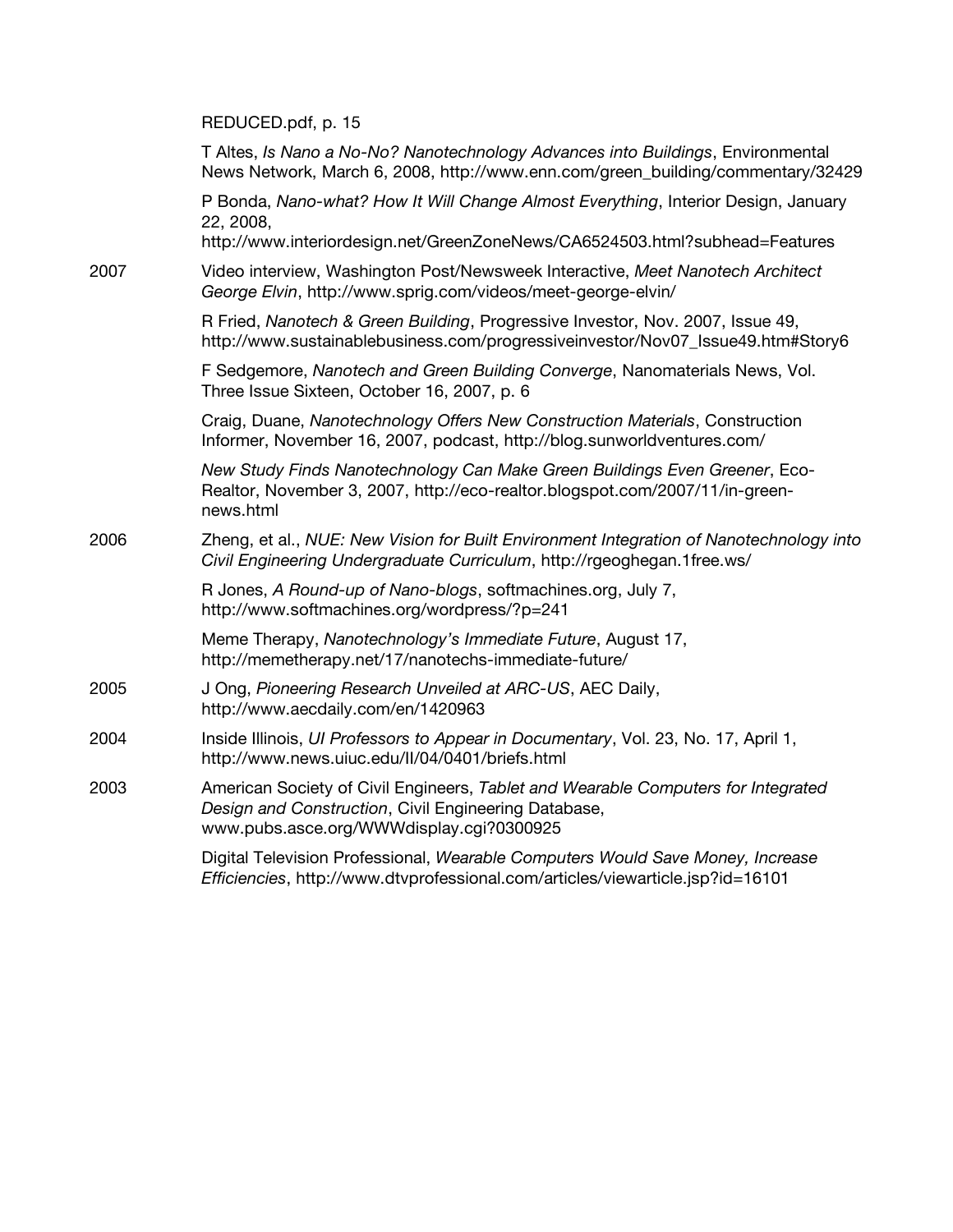REDUCED.pdf, p. 15

T Altes, *Is Nano a No-No? Nanotechnology Advances into Buildings*, Environmental News Network, March 6, 2008, http://www.enn.com/green_building/commentary/32429

P Bonda, *Nano-what? How It Will Change Almost Everything*, Interior Design, January 22, 2008, http://www.interiordesign.net/GreenZoneNews/CA6524503.html?subhead=Features

2007 Video interview, Washington Post/Newsweek Interactive, *Meet Nanotech Architect George Elvin*, http://www.sprig.com/videos/meet-george-elvin/

R Fried, *Nanotech & Green Building*, Progressive Investor, Nov. 2007, Issue 49, http://www.sustainablebusiness.com/progressiveinvestor/Nov07_Issue49.htm#Story6

F Sedgemore, *Nanotech and Green Building Converge*, Nanomaterials News, Vol. Three Issue Sixteen, October 16, 2007, p. 6

Craig, Duane, *Nanotechnology Offers New Construction Materials*, Construction Informer, November 16, 2007, podcast, http://blog.sunworldventures.com/

*New Study Finds Nanotechnology Can Make Green Buildings Even Greener*, Eco-Realtor, November 3, 2007, http://eco-realtor.blogspot.com/2007/11/in-green-news.html

2006 Zheng, et al., *NUE: New Vision for Built Environment Integration of Nanotechnology into Civil Engineering Undergraduate Curriculum*, http://rgeoghegan.1free.ws/

R Jones, *A Round-up of Nano-blogs*, softmachines.org, July 7, http://www.softmachines.org/wordpress/?p=241

Meme Therapy, *Nanotechnology's Immediate Future*, August 17, http://memetherapy.net/17/nanotechs-immediate-future/

2005 J Ong, *Pioneering Research Unveiled at ARC-US*, AEC Daily, http://www.aecdaily.com/en/1420963

2004 Inside Illinois, *UI Professors to Appear in Documentary*, Vol. 23, No. 17, April 1, http://www.news.uiuc.edu/II/04/0401/briefs.html

2003 American Society of Civil Engineers, *Tablet and Wearable Computers for Integrated Design and Construction*, Civil Engineering Database, www.pubs.asce.org/WWWdisplay.cgi?0300925

Digital Television Professional, *Wearable Computers Would Save Money, Increase Efficiencies*, http://www.dtvprofessional.com/articles/viewarticle.jsp?id=16101